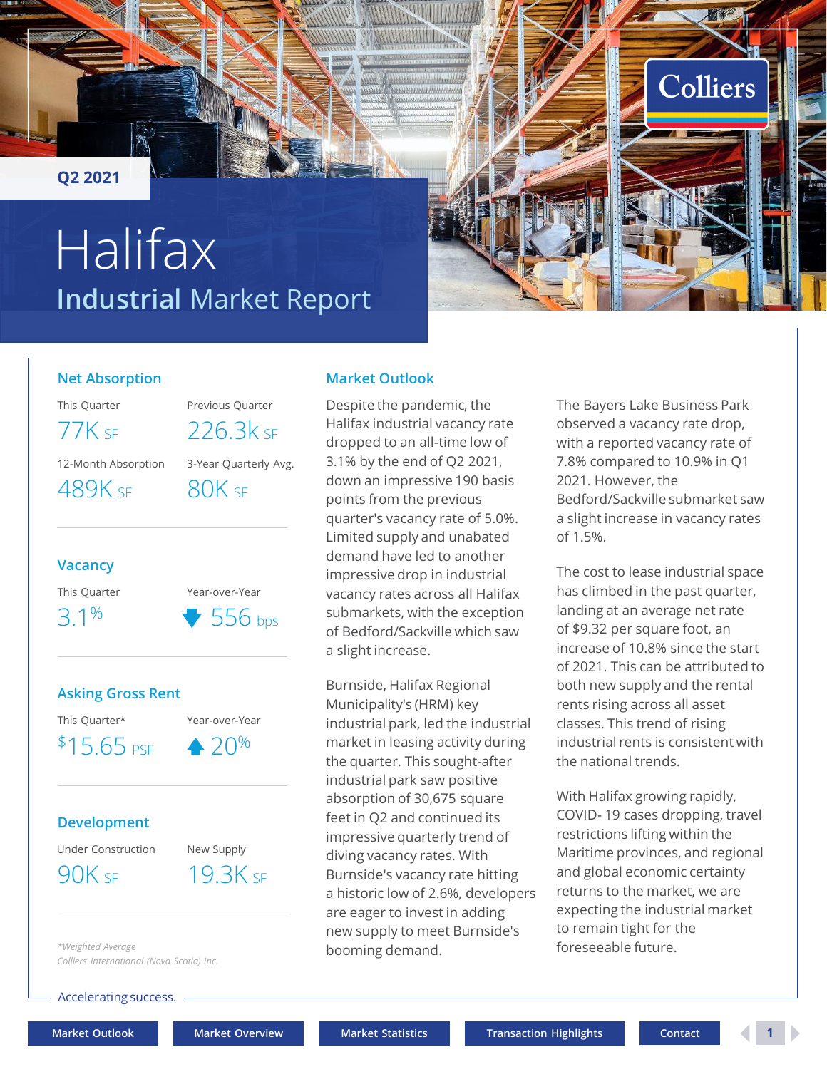Q2 2021

# Halifax
## Industrial Market Report

### Net Absorption

| This Quarter | Previous Quarter |
| --- | --- |
| 77K SF | 226.3k SF |

| 12-Month Absorption | 3-Year Quarterly Avg. |
| --- | --- |
| 489K SF | 80K SF |

### Vacancy

| This Quarter | Year-over-Year |
| --- | --- |
| 3.1% | ▼ 556 bps |

### Asking Gross Rent

| This Quarter* | Year-over-Year |
| --- | --- |
| $15.65 PSF | ▲ 20% |

### Development

| Under Construction | New Supply |
| --- | --- |
| 90K SF | 19.3K SF |

*Weighted Average*
*Colliers International (Nova Scotia) Inc.*

## Market Outlook

Despite the pandemic, the Halifax industrial vacancy rate dropped to an all-time low of 3.1% by the end of Q2 2021, down an impressive 190 basis points from the previous quarter's vacancy rate of 5.0%. Limited supply and unabated demand have led to another impressive drop in industrial vacancy rates across all Halifax submarkets, with the exception of Bedford/Sackville which saw a slight increase.

Burnside, Halifax Regional Municipality's (HRM) key industrial park, led the industrial market in leasing activity during the quarter. This sought-after industrial park saw positive absorption of 30,675 square feet in Q2 and continued its impressive quarterly trend of diving vacancy rates. With Burnside's vacancy rate hitting a historic low of 2.6%, developers are eager to invest in adding new supply to meet Burnside's booming demand.

The Bayers Lake Business Park observed a vacancy rate drop, with a reported vacancy rate of 7.8% compared to 10.9% in Q1 2021. However, the Bedford/Sackville submarket saw a slight increase in vacancy rates of 1.5%.

The cost to lease industrial space has climbed in the past quarter, landing at an average net rate of $9.32 per square foot, an increase of 10.8% since the start of 2021. This can be attributed to both new supply and the rental rents rising across all asset classes. This trend of rising industrial rents is consistent with the national trends.

With Halifax growing rapidly, COVID- 19 cases dropping, travel restrictions lifting within the Maritime provinces, and regional and global economic certainty returns to the market, we are expecting the industrial market to remain tight for the foreseeable future.

Accelerating success.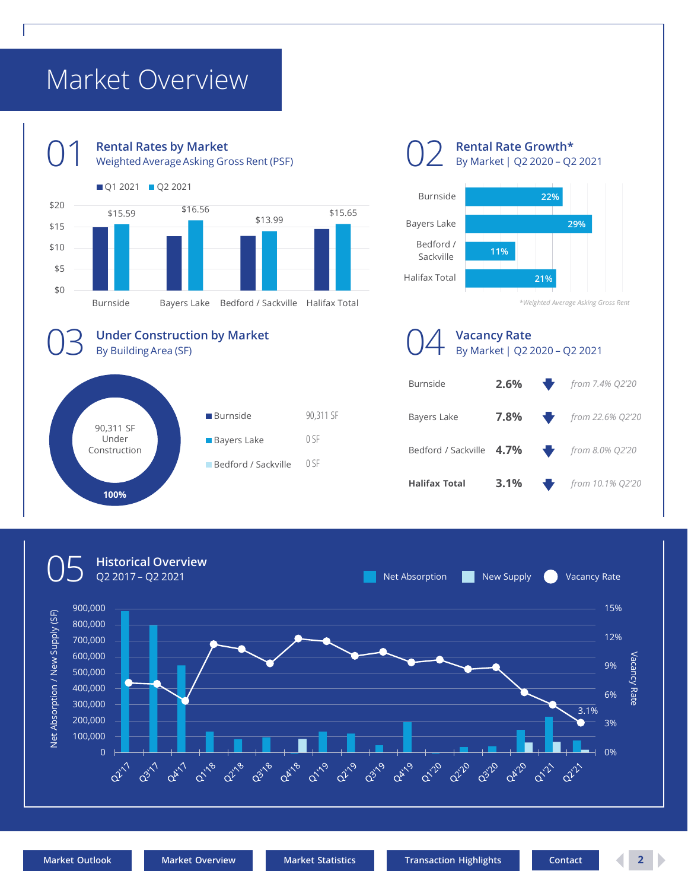# Market Overview

## 01 Rental Rates by Market
Weighted Average Asking Gross Rent (PSF)

| Market | Q2 2021 |
|---|---|
| Burnside | $15.59 |
| Bayers Lake | $16.56 |
| Bedford / Sackville | $13.99 |
| Halifax Total | $15.65 |

## 02 Rental Rate Growth*
By Market | Q2 2020 – Q2 2021

| Market | Growth |
|---|---|
| Burnside | 22% |
| Bayers Lake | 29% |
| Bedford / Sackville | 11% |
| Halifax Total | 21% |

*Weighted Average Asking Gross Rent

## 03 Under Construction by Market
By Building Area (SF)

90,311 SF Under Construction

100%

| Market | Area |
|---|---|
| Burnside | 90,311 SF |
| Bayers Lake | 0 SF |
| Bedford / Sackville | 0 SF |

## 04 Vacancy Rate
By Market | Q2 2020 – Q2 2021

| Market | Vacancy Rate | |
|---|---|---|
| Burnside | 2.6% | *from 7.4% Q2'20* |
| Bayers Lake | 7.8% | *from 22.6% Q2'20* |
| Bedford / Sackville | 4.7% | *from 8.0% Q2'20* |
| **Halifax Total** | 3.1% | *from 10.1% Q2'20* |

## 05 Historical Overview
Q2 2017 – Q2 2021

Net Absorption | New Supply | Vacancy Rate

Net Absorption / New Supply (SF): 0 – 900,000; Vacancy Rate: 0% – 15%

Q2'17, Q3'17, Q4'17, Q1'18, Q2'18, Q3'18, Q4'18, Q1'19, Q2'19, Q3'19, Q4'19, Q1'20, Q2'20, Q3'20, Q4'20, Q1'21, Q2'21

3.1%

Market Outlook | Market Overview | Market Statistics | Transaction Highlights | Contact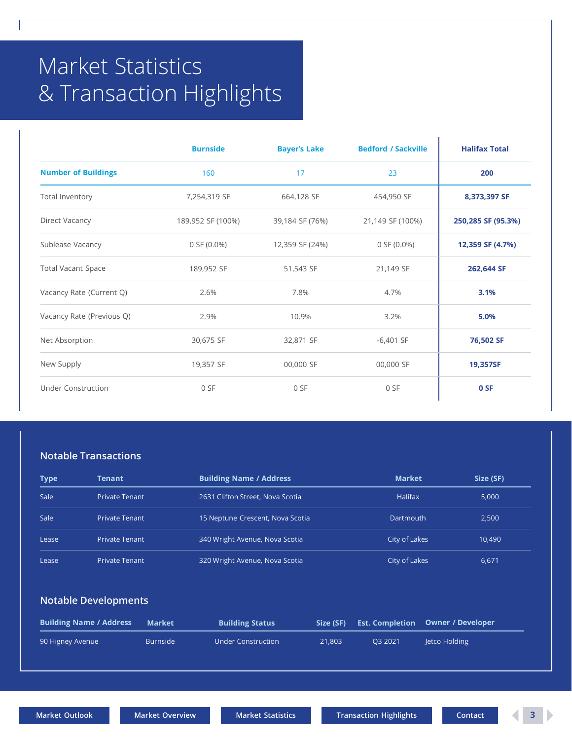# Market Statistics & Transaction Highlights

| | Burnside | Bayer's Lake | Bedford / Sackville | Halifax Total |
|---|---|---|---|---|
| **Number of Buildings** | 160 | 17 | 23 | **200** |
| Total Inventory | 7,254,319 SF | 664,128 SF | 454,950 SF | **8,373,397 SF** |
| Direct Vacancy | 189,952 SF (100%) | 39,184 SF (76%) | 21,149 SF (100%) | **250,285 SF (95.3%)** |
| Sublease Vacancy | 0 SF (0.0%) | 12,359 SF (24%) | 0 SF (0.0%) | **12,359 SF (4.7%)** |
| Total Vacant Space | 189,952 SF | 51,543 SF | 21,149 SF | **262,644 SF** |
| Vacancy Rate (Current Q) | 2.6% | 7.8% | 4.7% | **3.1%** |
| Vacancy Rate (Previous Q) | 2.9% | 10.9% | 3.2% | **5.0%** |
| Net Absorption | 30,675 SF | 32,871 SF | -6,401 SF | **76,502 SF** |
| New Supply | 19,357 SF | 00,000 SF | 00,000 SF | **19,357SF** |
| Under Construction | 0 SF | 0 SF | 0 SF | **0 SF** |

## Notable Transactions

| Type | Tenant | Building Name / Address | Market | Size (SF) |
|---|---|---|---|---|
| Sale | Private Tenant | 2631 Clifton Street, Nova Scotia | Halifax | 5,000 |
| Sale | Private Tenant | 15 Neptune Crescent, Nova Scotia | Dartmouth | 2,500 |
| Lease | Private Tenant | 340 Wright Avenue, Nova Scotia | City of Lakes | 10,490 |
| Lease | Private Tenant | 320 Wright Avenue, Nova Scotia | City of Lakes | 6,671 |

## Notable Developments

| Building Name / Address | Market | Building Status | Size (SF) | Est. Completion | Owner / Developer |
|---|---|---|---|---|---|
| 90 Higney Avenue | Burnside | Under Construction | 21,803 | Q3 2021 | Jetco Holding |

Market Outlook | Market Overview | Market Statistics | Transaction Highlights | Contact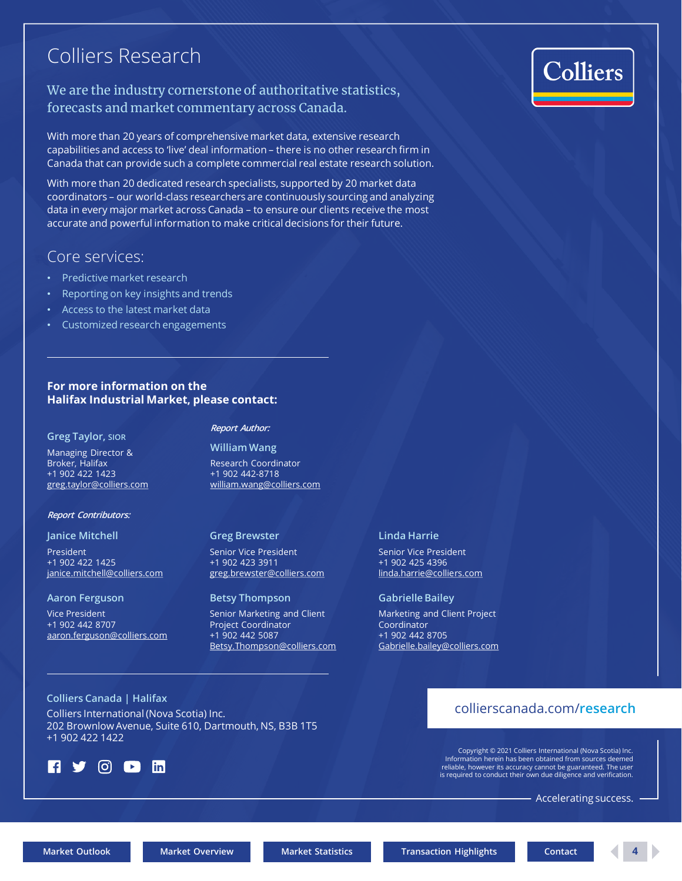# Colliers Research

We are the industry cornerstone of authoritative statistics, forecasts and market commentary across Canada.

With more than 20 years of comprehensive market data, extensive research capabilities and access to 'live' deal information – there is no other research firm in Canada that can provide such a complete commercial real estate research solution.

With more than 20 dedicated research specialists, supported by 20 market data coordinators – our world-class researchers are continuously sourcing and analyzing data in every major market across Canada – to ensure our clients receive the most accurate and powerful information to make critical decisions for their future.

## Core services:

- Predictive market research
- Reporting on key insights and trends
- Access to the latest market data
- Customized research engagements

**For more information on the Halifax Industrial Market, please contact:**

**Greg Taylor, SIOR**
Managing Director & Broker, Halifax
+1 902 422 1423
greg.taylor@colliers.com

*Report Author:*

**William Wang**
Research Coordinator
+1 902 442-8718
william.wang@colliers.com

*Report Contributors:*

**Janice Mitchell**
President
+1 902 422 1425
janice.mitchell@colliers.com

**Greg Brewster**
Senior Vice President
+1 902 423 3911
greg.brewster@colliers.com

**Linda Harrie**
Senior Vice President
+1 902 425 4396
linda.harrie@colliers.com

**Aaron Ferguson**
Vice President
+1 902 442 8707
aaron.ferguson@colliers.com

**Betsy Thompson**
Senior Marketing and Client Project Coordinator
+1 902 442 5087
Betsy.Thompson@colliers.com

**Gabrielle Bailey**
Marketing and Client Project Coordinator
+1 902 442 8705
Gabrielle.bailey@colliers.com

**Colliers Canada | Halifax**
Colliers International (Nova Scotia) Inc.
202 Brownlow Avenue, Suite 610, Dartmouth, NS, B3B 1T5
+1 902 422 1422

collierscanada.com/research

Copyright © 2021 Colliers International (Nova Scotia) Inc. Information herein has been obtained from sources deemed reliable, however its accuracy cannot be guaranteed. The user is required to conduct their own due diligence and verification.

Accelerating success.